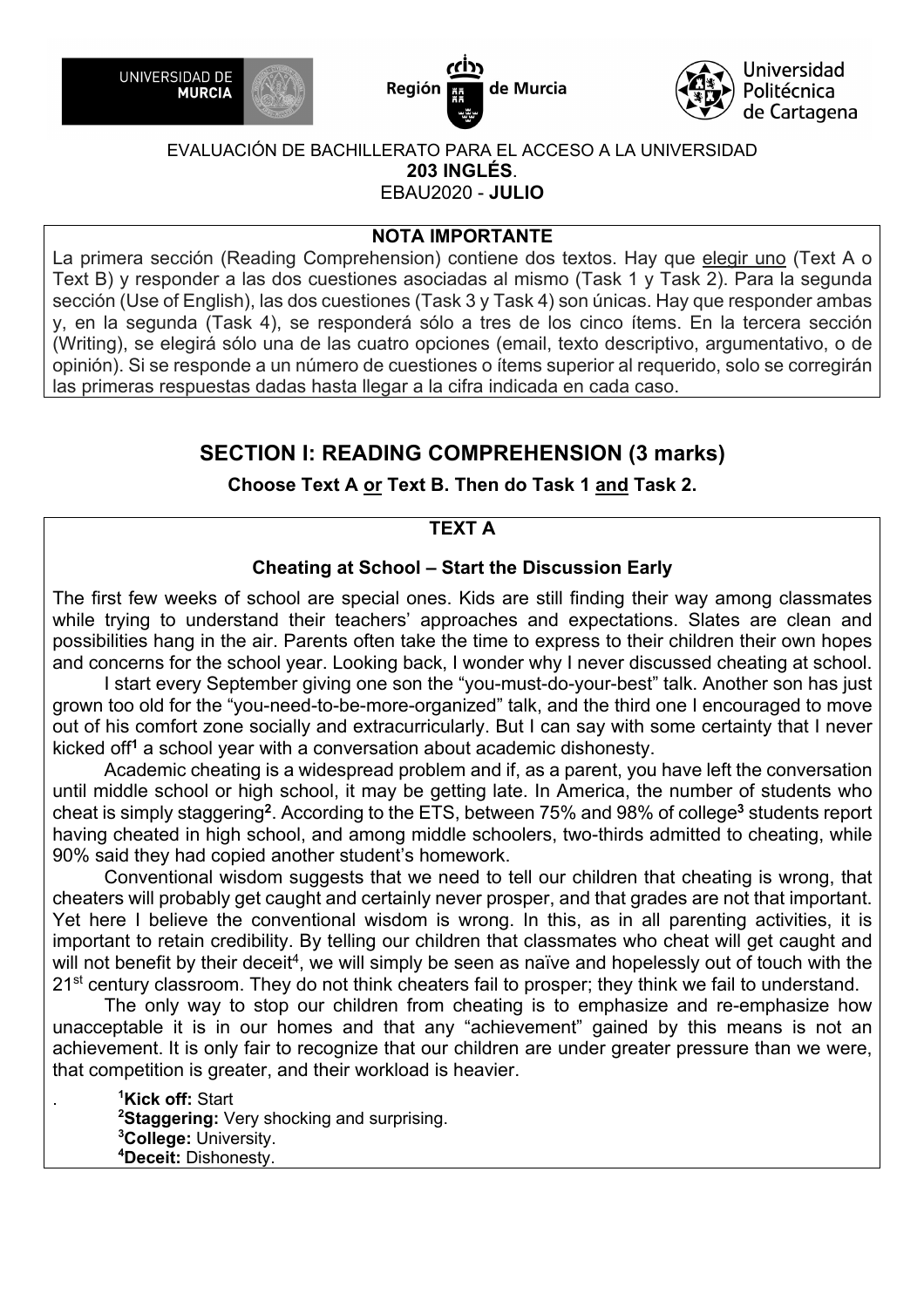EVALUACIÓN DE BACHILLERATO PARA EL ACCESO A LA UNIVERSIDAD
**203 INGLÉS**.
EBAU2020 - **JULIO**

**NOTA IMPORTANTE**

La primera sección (Reading Comprehension) contiene dos textos. Hay que elegir uno (Text A o Text B) y responder a las dos cuestiones asociadas al mismo (Task 1 y Task 2). Para la segunda sección (Use of English), las dos cuestiones (Task 3 y Task 4) son únicas. Hay que responder ambas y, en la segunda (Task 4), se responderá sólo a tres de los cinco ítems. En la tercera sección (Writing), se elegirá sólo una de las cuatro opciones (email, texto descriptivo, argumentativo, o de opinión). Si se responde a un número de cuestiones o ítems superior al requerido, solo se corregirán las primeras respuestas dadas hasta llegar a la cifra indicada en cada caso.

## SECTION I: READING COMPREHENSION (3 marks)

**Choose Text A or Text B. Then do Task 1 and Task 2.**

### TEXT A

#### Cheating at School – Start the Discussion Early

The first few weeks of school are special ones. Kids are still finding their way among classmates while trying to understand their teachers' approaches and expectations. Slates are clean and possibilities hang in the air. Parents often take the time to express to their children their own hopes and concerns for the school year. Looking back, I wonder why I never discussed cheating at school.

I start every September giving one son the "you-must-do-your-best" talk. Another son has just grown too old for the "you-need-to-be-more-organized" talk, and the third one I encouraged to move out of his comfort zone socially and extracurricularly. But I can say with some certainty that I never kicked off[1] a school year with a conversation about academic dishonesty.

Academic cheating is a widespread problem and if, as a parent, you have left the conversation until middle school or high school, it may be getting late. In America, the number of students who cheat is simply staggering[2]. According to the ETS, between 75% and 98% of college[3] students report having cheated in high school, and among middle schoolers, two-thirds admitted to cheating, while 90% said they had copied another student's homework.

Conventional wisdom suggests that we need to tell our children that cheating is wrong, that cheaters will probably get caught and certainly never prosper, and that grades are not that important. Yet here I believe the conventional wisdom is wrong. In this, as in all parenting activities, it is important to retain credibility. By telling our children that classmates who cheat will get caught and will not benefit by their deceit[4], we will simply be seen as naïve and hopelessly out of touch with the 21st century classroom. They do not think cheaters fail to prosper; they think we fail to understand.

The only way to stop our children from cheating is to emphasize and re-emphasize how unacceptable it is in our homes and that any "achievement" gained by this means is not an achievement. It is only fair to recognize that our children are under greater pressure than we were, that competition is greater, and their workload is heavier.

[1]**Kick off:** Start
[2]**Staggering:** Very shocking and surprising.
[3]**College:** University.
[4]**Deceit:** Dishonesty.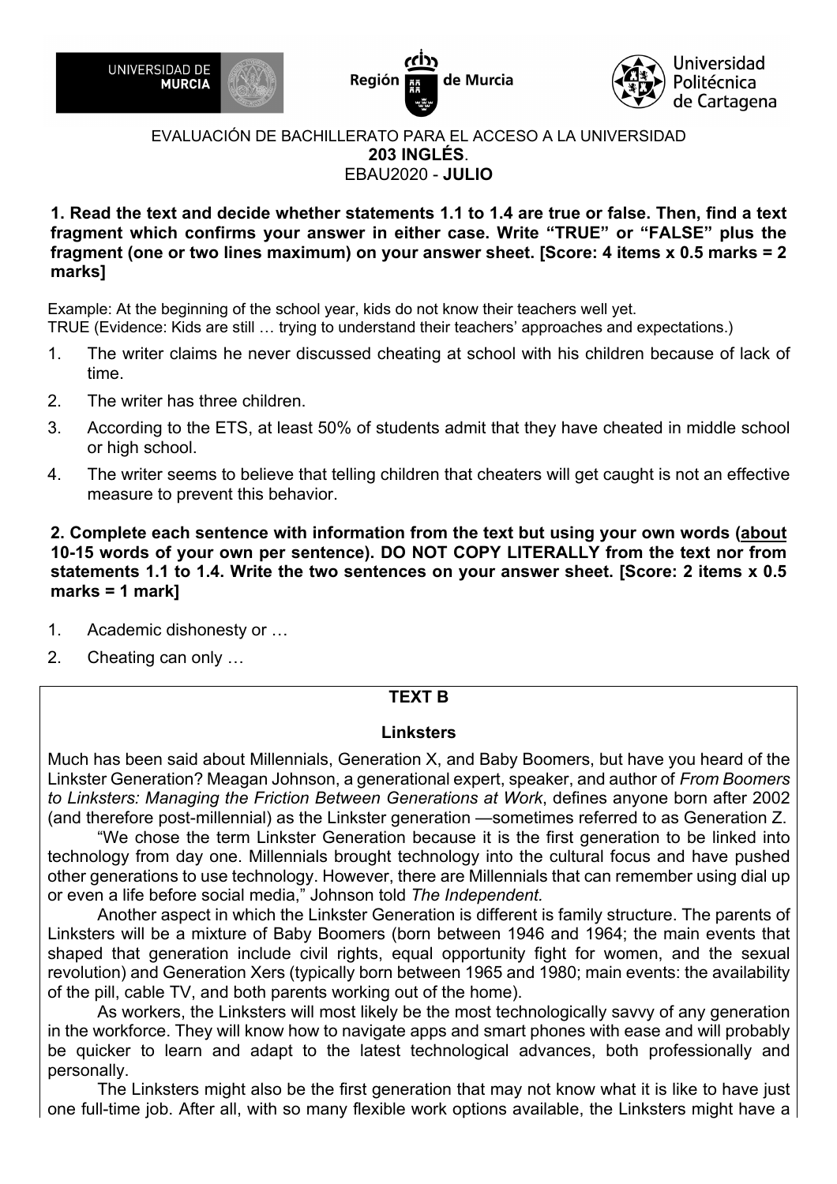EVALUACIÓN DE BACHILLERATO PARA EL ACCESO A LA UNIVERSIDAD
**203 INGLÉS**.
EBAU2020 - **JULIO**

**1. Read the text and decide whether statements 1.1 to 1.4 are true or false. Then, find a text fragment which confirms your answer in either case. Write "TRUE" or "FALSE" plus the fragment (one or two lines maximum) on your answer sheet. [Score: 4 items x 0.5 marks = 2 marks]**

Example: At the beginning of the school year, kids do not know their teachers well yet.
TRUE (Evidence: Kids are still … trying to understand their teachers' approaches and expectations.)

1. The writer claims he never discussed cheating at school with his children because of lack of time.
2. The writer has three children.
3. According to the ETS, at least 50% of students admit that they have cheated in middle school or high school.
4. The writer seems to believe that telling children that cheaters will get caught is not an effective measure to prevent this behavior.

**2. Complete each sentence with information from the text but using your own words (about 10-15 words of your own per sentence). DO NOT COPY LITERALLY from the text nor from statements 1.1 to 1.4. Write the two sentences on your answer sheet. [Score: 2 items x 0.5 marks = 1 mark]**

1. Academic dishonesty or …
2. Cheating can only …

## TEXT B

### Linksters

Much has been said about Millennials, Generation X, and Baby Boomers, but have you heard of the Linkster Generation? Meagan Johnson, a generational expert, speaker, and author of *From Boomers to Linksters: Managing the Friction Between Generations at Work*, defines anyone born after 2002 (and therefore post-millennial) as the Linkster generation —sometimes referred to as Generation Z.

"We chose the term Linkster Generation because it is the first generation to be linked into technology from day one. Millennials brought technology into the cultural focus and have pushed other generations to use technology. However, there are Millennials that can remember using dial up or even a life before social media," Johnson told *The Independent.*

Another aspect in which the Linkster Generation is different is family structure. The parents of Linksters will be a mixture of Baby Boomers (born between 1946 and 1964; the main events that shaped that generation include civil rights, equal opportunity fight for women, and the sexual revolution) and Generation Xers (typically born between 1965 and 1980; main events: the availability of the pill, cable TV, and both parents working out of the home).

As workers, the Linksters will most likely be the most technologically savvy of any generation in the workforce. They will know how to navigate apps and smart phones with ease and will probably be quicker to learn and adapt to the latest technological advances, both professionally and personally.

The Linksters might also be the first generation that may not know what it is like to have just one full-time job. After all, with so many flexible work options available, the Linksters might have a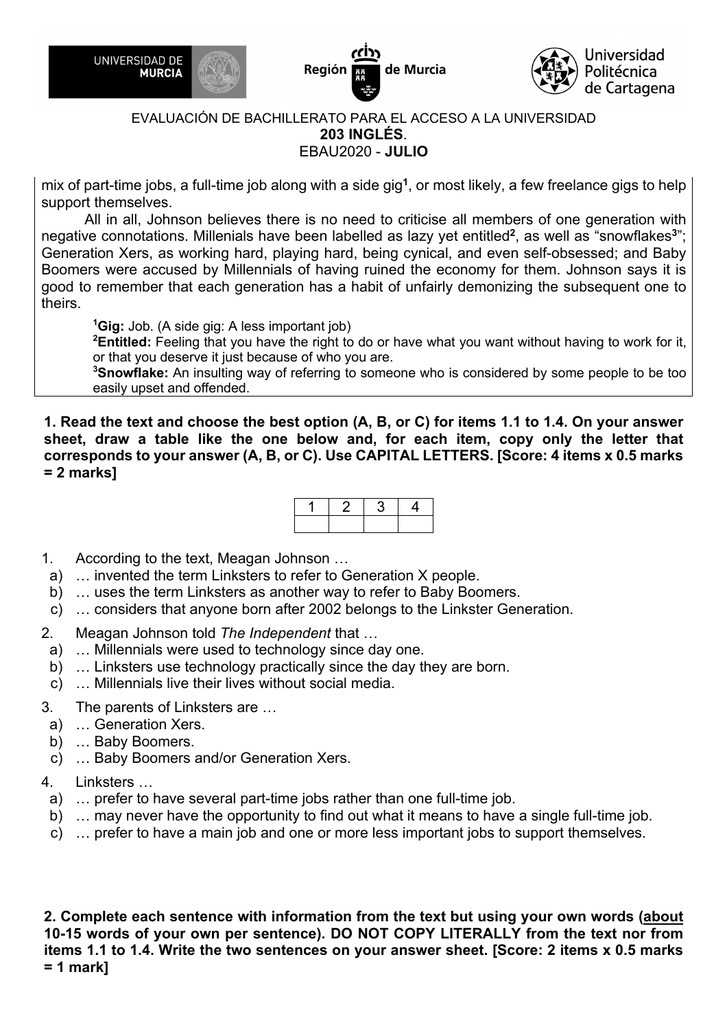mix of part-time jobs, a full-time job along with a side gig[1], or most likely, a few freelance gigs to help support themselves.

All in all, Johnson believes there is no need to criticise all members of one generation with negative connotations. Millenials have been labelled as lazy yet entitled[2], as well as "snowflakes[3]"; Generation Xers, as working hard, playing hard, being cynical, and even self-obsessed; and Baby Boomers were accused by Millennials of having ruined the economy for them. Johnson says it is good to remember that each generation has a habit of unfairly demonizing the subsequent one to theirs.

[1]**Gig:** Job. (A side gig: A less important job)
[2]**Entitled:** Feeling that you have the right to do or have what you want without having to work for it, or that you deserve it just because of who you are.
[3]**Snowflake:** An insulting way of referring to someone who is considered by some people to be too easily upset and offended.

**1. Read the text and choose the best option (A, B, or C) for items 1.1 to 1.4. On your answer sheet, draw a table like the one below and, for each item, copy only the letter that corresponds to your answer (A, B, or C). Use CAPITAL LETTERS. [Score: 4 items x 0.5 marks = 2 marks]**

| 1 | 2 | 3 | 4 |
|---|---|---|---|
| | | | |

1. According to the text, Meagan Johnson …
   a) … invented the term Linksters to refer to Generation X people.
   b) … uses the term Linksters as another way to refer to Baby Boomers.
   c) … considers that anyone born after 2002 belongs to the Linkster Generation.
2. Meagan Johnson told *The Independent* that …
   a) … Millennials were used to technology since day one.
   b) … Linksters use technology practically since the day they are born.
   c) … Millennials live their lives without social media.
3. The parents of Linksters are …
   a) … Generation Xers.
   b) … Baby Boomers.
   c) … Baby Boomers and/or Generation Xers.
4. Linksters …
   a) … prefer to have several part-time jobs rather than one full-time job.
   b) … may never have the opportunity to find out what it means to have a single full-time job.
   c) … prefer to have a main job and one or more less important jobs to support themselves.

**2. Complete each sentence with information from the text but using your own words (<u>about</u> 10-15 words of your own per sentence). DO NOT COPY LITERALLY from the text nor from items 1.1 to 1.4. Write the two sentences on your answer sheet. [Score: 2 items x 0.5 marks = 1 mark]**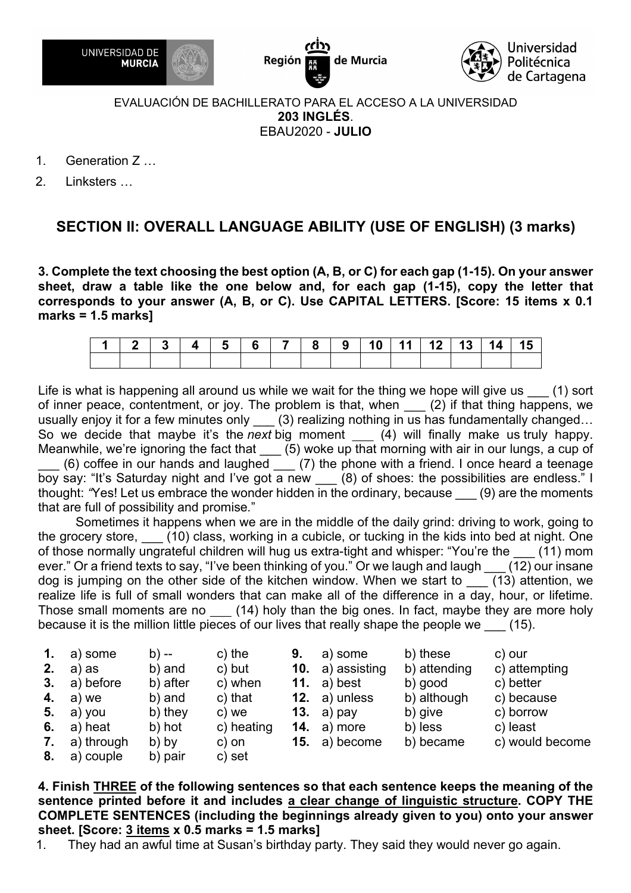EVALUACIÓN DE BACHILLERATO PARA EL ACCESO A LA UNIVERSIDAD
**203 INGLÉS**.
EBAU2020 - **JULIO**

1. Generation Z …
2. Linksters …

## SECTION II: OVERALL LANGUAGE ABILITY (USE OF ENGLISH) (3 marks)

**3. Complete the text choosing the best option (A, B, or C) for each gap (1-15). On your answer sheet, draw a table like the one below and, for each gap (1-15), copy the letter that corresponds to your answer (A, B, or C). Use CAPITAL LETTERS. [Score: 15 items x 0.1 marks = 1.5 marks]**

| 1 | 2 | 3 | 4 | 5 | 6 | 7 | 8 | 9 | 10 | 11 | 12 | 13 | 14 | 15 |
|---|---|---|---|---|---|---|---|---|---|---|---|---|---|---|
| | | | | | | | | | | | | | | |

Life is what is happening all around us while we wait for the thing we hope will give us ___ (1) sort of inner peace, contentment, or joy. The problem is that, when ___ (2) if that thing happens, we usually enjoy it for a few minutes only ___ (3) realizing nothing in us has fundamentally changed… So we decide that maybe it's the *next* big moment ___ (4) will finally make us truly happy. Meanwhile, we're ignoring the fact that ___ (5) woke up that morning with air in our lungs, a cup of ___ (6) coffee in our hands and laughed ___ (7) the phone with a friend. I once heard a teenage boy say: "It's Saturday night and I've got a new ___ (8) of shoes: the possibilities are endless." I thought: "Yes! Let us embrace the wonder hidden in the ordinary, because ___ (9) are the moments that are full of possibility and promise."

Sometimes it happens when we are in the middle of the daily grind: driving to work, going to the grocery store, ___ (10) class, working in a cubicle, or tucking in the kids into bed at night. One of those normally ungrateful children will hug us extra-tight and whisper: "You're the ___ (11) mom ever." Or a friend texts to say, "I've been thinking of you." Or we laugh and laugh ___ (12) our insane dog is jumping on the other side of the kitchen window. When we start to ___ (13) attention, we realize life is full of small wonders that can make all of the difference in a day, hour, or lifetime. Those small moments are no ___ (14) holy than the big ones. In fact, maybe they are more holy because it is the million little pieces of our lives that really shape the people we ___ (15).

**1.** a) some b) -- c) the
**2.** a) as b) and c) but
**3.** a) before b) after c) when
**4.** a) we b) and c) that
**5.** a) you b) they c) we
**6.** a) heat b) hot c) heating
**7.** a) through b) by c) on
**8.** a) couple b) pair c) set
**9.** a) some b) these c) our
**10.** a) assisting b) attending c) attempting
**11.** a) best b) good c) better
**12.** a) unless b) although c) because
**13.** a) pay b) give c) borrow
**14.** a) more b) less c) least
**15.** a) become b) became c) would become

**4. Finish <u>THREE</u> of the following sentences so that each sentence keeps the meaning of the sentence printed before it and includes <u>a clear change of linguistic structure</u>. COPY THE COMPLETE SENTENCES (including the beginnings already given to you) onto your answer sheet. [Score: <u>3 items</u> x 0.5 marks = 1.5 marks]**

1. They had an awful time at Susan's birthday party. They said they would never go again.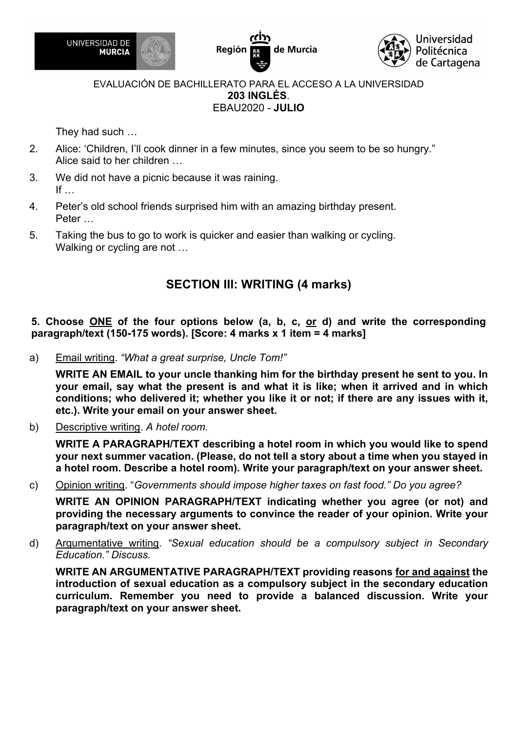They had such …

2. Alice: 'Children, I'll cook dinner in a few minutes, since you seem to be so hungry."
   Alice said to her children …
3. We did not have a picnic because it was raining.
   If …
4. Peter's old school friends surprised him with an amazing birthday present.
   Peter …
5. Taking the bus to go to work is quicker and easier than walking or cycling.
   Walking or cycling are not …

## SECTION III: WRITING (4 marks)

**5. Choose ONE of the four options below (a, b, c, or d) and write the corresponding paragraph/text (150-175 words). [Score: 4 marks x 1 item = 4 marks]**

a) Email writing. *"What a great surprise, Uncle Tom!"*

   **WRITE AN EMAIL to your uncle thanking him for the birthday present he sent to you. In your email, say what the present is and what it is like; when it arrived and in which conditions; who delivered it; whether you like it or not; if there are any issues with it, etc.). Write your email on your answer sheet.**

b) Descriptive writing. *A hotel room.*

   **WRITE A PARAGRAPH/TEXT describing a hotel room in which you would like to spend your next summer vacation. (Please, do not tell a story about a time when you stayed in a hotel room. Describe a hotel room). Write your paragraph/text on your answer sheet.**

c) Opinion writing. "*Governments should impose higher taxes on fast food." Do you agree?*

   **WRITE AN OPINION PARAGRAPH/TEXT indicating whether you agree (or not) and providing the necessary arguments to convince the reader of your opinion. Write your paragraph/text on your answer sheet.**

d) Argumentative writing. *"Sexual education should be a compulsory subject in Secondary Education." Discuss.*

   **WRITE AN ARGUMENTATIVE PARAGRAPH/TEXT providing reasons for and against the introduction of sexual education as a compulsory subject in the secondary education curriculum. Remember you need to provide a balanced discussion. Write your paragraph/text on your answer sheet.**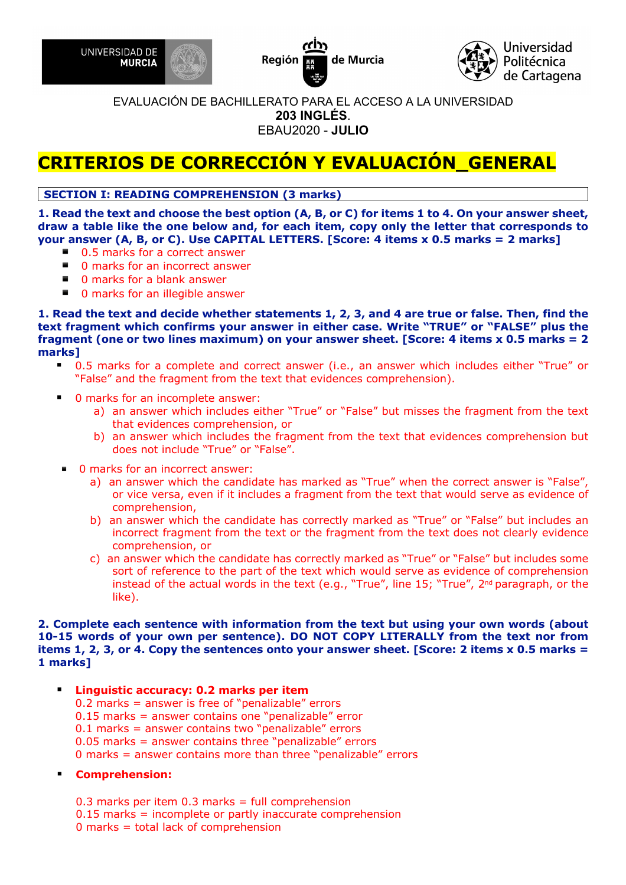UNIVERSIDAD DE MURCIA

Región de Murcia

Universidad Politécnica de Cartagena

EVALUACIÓN DE BACHILLERATO PARA EL ACCESO A LA UNIVERSIDAD
**203 INGLÉS**.
EBAU2020 - **JULIO**

# CRITERIOS DE CORRECCIÓN Y EVALUACIÓN_GENERAL

## SECTION I: READING COMPREHENSION (3 marks)

**1. Read the text and choose the best option (A, B, or C) for items 1 to 4. On your answer sheet, draw a table like the one below and, for each item, copy only the letter that corresponds to your answer (A, B, or C). Use CAPITAL LETTERS. [Score: 4 items x 0.5 marks = 2 marks]**

- 0.5 marks for a correct answer
- 0 marks for an incorrect answer
- 0 marks for a blank answer
- 0 marks for an illegible answer

**1. Read the text and decide whether statements 1, 2, 3, and 4 are true or false. Then, find the text fragment which confirms your answer in either case. Write "TRUE" or "FALSE" plus the fragment (one or two lines maximum) on your answer sheet. [Score: 4 items x 0.5 marks = 2 marks]**

- 0.5 marks for a complete and correct answer (i.e., an answer which includes either "True" or "False" and the fragment from the text that evidences comprehension).
- 0 marks for an incomplete answer:
  a) an answer which includes either "True" or "False" but misses the fragment from the text that evidences comprehension, or
  b) an answer which includes the fragment from the text that evidences comprehension but does not include "True" or "False".
- 0 marks for an incorrect answer:
  a) an answer which the candidate has marked as "True" when the correct answer is "False", or vice versa, even if it includes a fragment from the text that would serve as evidence of comprehension,
  b) an answer which the candidate has correctly marked as "True" or "False" but includes an incorrect fragment from the text or the fragment from the text does not clearly evidence comprehension, or
  c) an answer which the candidate has correctly marked as "True" or "False" but includes some sort of reference to the part of the text which would serve as evidence of comprehension instead of the actual words in the text (e.g., "True", line 15; "True", 2nd paragraph, or the like).

**2. Complete each sentence with information from the text but using your own words (about 10-15 words of your own per sentence). DO NOT COPY LITERALLY from the text nor from items 1, 2, 3, or 4. Copy the sentences onto your answer sheet. [Score: 2 items x 0.5 marks = 1 marks]**

- **Linguistic accuracy: 0.2 marks per item**
  0.2 marks = answer is free of "penalizable" errors
  0.15 marks = answer contains one "penalizable" error
  0.1 marks = answer contains two "penalizable" errors
  0.05 marks = answer contains three "penalizable" errors
  0 marks = answer contains more than three "penalizable" errors
- **Comprehension:**

  0.3 marks per item 0.3 marks = full comprehension
  0.15 marks = incomplete or partly inaccurate comprehension
  0 marks = total lack of comprehension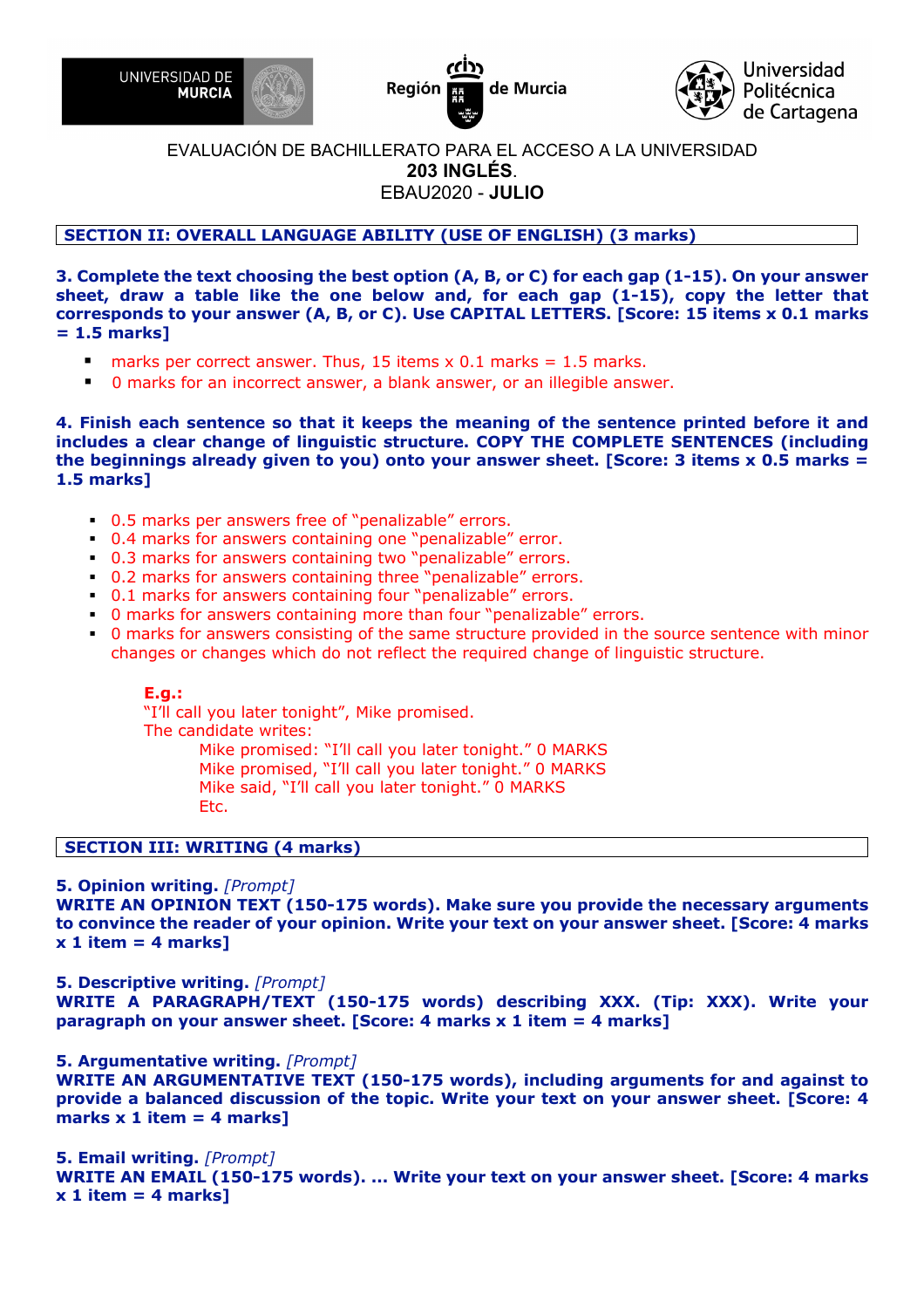EVALUACIÓN DE BACHILLERATO PARA EL ACCESO A LA UNIVERSIDAD
**203 INGLÉS**.
EBAU2020 - **JULIO**

## SECTION II: OVERALL LANGUAGE ABILITY (USE OF ENGLISH) (3 marks)

**3. Complete the text choosing the best option (A, B, or C) for each gap (1-15). On your answer sheet, draw a table like the one below and, for each gap (1-15), copy the letter that corresponds to your answer (A, B, or C). Use CAPITAL LETTERS. [Score: 15 items x 0.1 marks = 1.5 marks]**

- marks per correct answer. Thus, 15 items x 0.1 marks = 1.5 marks.
- 0 marks for an incorrect answer, a blank answer, or an illegible answer.

**4. Finish each sentence so that it keeps the meaning of the sentence printed before it and includes a clear change of linguistic structure. COPY THE COMPLETE SENTENCES (including the beginnings already given to you) onto your answer sheet. [Score: 3 items x 0.5 marks = 1.5 marks]**

- 0.5 marks per answers free of "penalizable" errors.
- 0.4 marks for answers containing one "penalizable" error.
- 0.3 marks for answers containing two "penalizable" errors.
- 0.2 marks for answers containing three "penalizable" errors.
- 0.1 marks for answers containing four "penalizable" errors.
- 0 marks for answers containing more than four "penalizable" errors.
- 0 marks for answers consisting of the same structure provided in the source sentence with minor changes or changes which do not reflect the required change of linguistic structure.

**E.g.:**
"I'll call you later tonight", Mike promised.
The candidate writes:
Mike promised: "I'll call you later tonight." 0 MARKS
Mike promised, "I'll call you later tonight." 0 MARKS
Mike said, "I'll call you later tonight." 0 MARKS
Etc.

## SECTION III: WRITING (4 marks)

**5. Opinion writing.** *[Prompt]*
**WRITE AN OPINION TEXT (150-175 words). Make sure you provide the necessary arguments to convince the reader of your opinion. Write your text on your answer sheet. [Score: 4 marks x 1 item = 4 marks]**

**5. Descriptive writing.** *[Prompt]*
**WRITE A PARAGRAPH/TEXT (150-175 words) describing XXX. (Tip: XXX). Write your paragraph on your answer sheet. [Score: 4 marks x 1 item = 4 marks]**

**5. Argumentative writing.** *[Prompt]*
**WRITE AN ARGUMENTATIVE TEXT (150-175 words), including arguments for and against to provide a balanced discussion of the topic. Write your text on your answer sheet. [Score: 4 marks x 1 item = 4 marks]**

**5. Email writing.** *[Prompt]*
**WRITE AN EMAIL (150-175 words). ... Write your text on your answer sheet. [Score: 4 marks x 1 item = 4 marks]**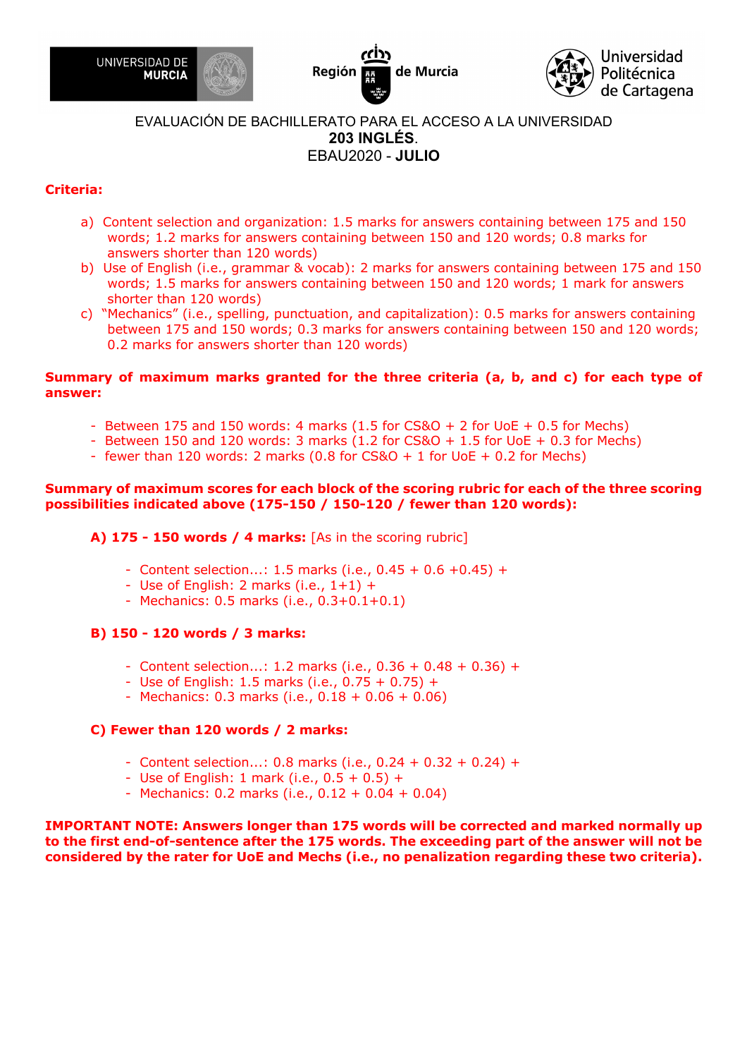UNIVERSIDAD DE MURCIA

Región de Murcia

Universidad Politécnica de Cartagena

EVALUACIÓN DE BACHILLERATO PARA EL ACCESO A LA UNIVERSIDAD
**203 INGLÉS**.
EBAU2020 - **JULIO**

**Criteria:**

a) Content selection and organization: 1.5 marks for answers containing between 175 and 150 words; 1.2 marks for answers containing between 150 and 120 words; 0.8 marks for answers shorter than 120 words)
b) Use of English (i.e., grammar & vocab): 2 marks for answers containing between 175 and 150 words; 1.5 marks for answers containing between 150 and 120 words; 1 mark for answers shorter than 120 words)
c) "Mechanics" (i.e., spelling, punctuation, and capitalization): 0.5 marks for answers containing between 175 and 150 words; 0.3 marks for answers containing between 150 and 120 words; 0.2 marks for answers shorter than 120 words)

**Summary of maximum marks granted for the three criteria (a, b, and c) for each type of answer:**

- Between 175 and 150 words: 4 marks (1.5 for CS&O + 2 for UoE + 0.5 for Mechs)
- Between 150 and 120 words: 3 marks (1.2 for CS&O + 1.5 for UoE + 0.3 for Mechs)
- fewer than 120 words: 2 marks (0.8 for CS&O + 1 for UoE + 0.2 for Mechs)

**Summary of maximum scores for each block of the scoring rubric for each of the three scoring possibilities indicated above (175-150 / 150-120 / fewer than 120 words):**

**A) 175 - 150 words / 4 marks:** [As in the scoring rubric]

- Content selection...: 1.5 marks (i.e., 0.45 + 0.6 +0.45) +
- Use of English: 2 marks (i.e., 1+1) +
- Mechanics: 0.5 marks (i.e., 0.3+0.1+0.1)

**B) 150 - 120 words / 3 marks:**

- Content selection...: 1.2 marks (i.e., 0.36 + 0.48 + 0.36) +
- Use of English: 1.5 marks (i.e., 0.75 + 0.75) +
- Mechanics: 0.3 marks (i.e., 0.18 + 0.06 + 0.06)

**C) Fewer than 120 words / 2 marks:**

- Content selection...: 0.8 marks (i.e., 0.24 + 0.32 + 0.24) +
- Use of English: 1 mark (i.e., 0.5 + 0.5) +
- Mechanics: 0.2 marks (i.e., 0.12 + 0.04 + 0.04)

**IMPORTANT NOTE: Answers longer than 175 words will be corrected and marked normally up to the first end-of-sentence after the 175 words. The exceeding part of the answer will not be considered by the rater for UoE and Mechs (i.e., no penalization regarding these two criteria).**